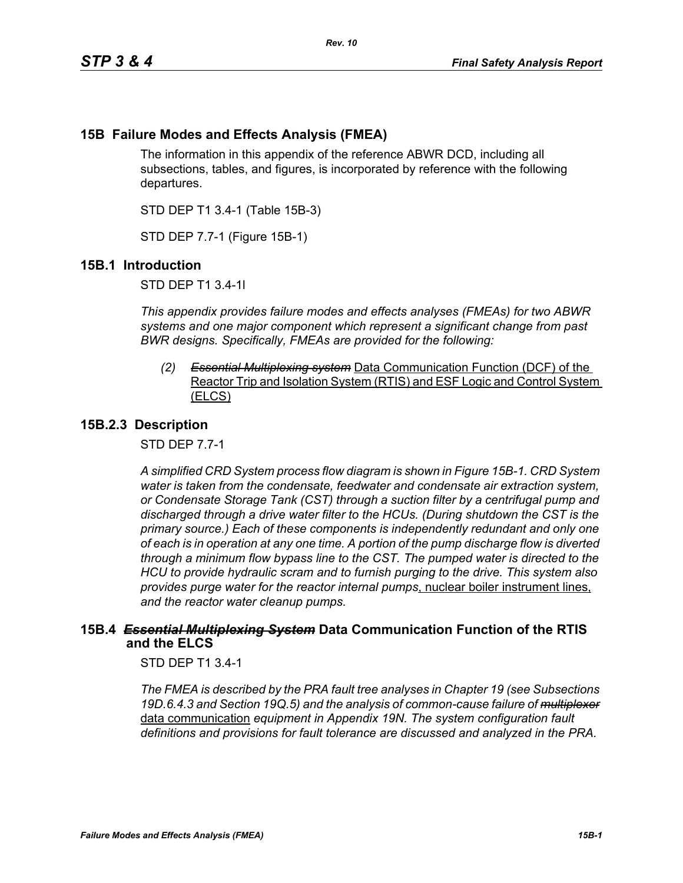## 15B Failure Modes and Effects Analysis (FMEA)

The information in this appendix of the reference ABWR DCD, including all subsections, tables, and figures, is incorporated by reference with the following departures.

STD DEP T1 3.4-1 (Table 15B-3)

STD DEP 7.7-1 (Figure 15B-1)

## 15B.1 Introduction

STD DEP T1 3.4-1l

*This appendix provides failure modes and effects analyses (FMEAs) for two ABWR systems and one major component which represent a significant change from past BWR designs. Specifically, FMEAs are provided for the following:*

> *(2)* ~~*Essential Multiplexing system*~~ Data Communication Function (DCF) of the Reactor Trip and Isolation System (RTIS) and ESF Logic and Control System (ELCS)

## 15B.2.3 Description

STD DEP 7.7-1

*A simplified CRD System process flow diagram is shown in Figure 15B-1. CRD System water is taken from the condensate, feedwater and condensate air extraction system, or Condensate Storage Tank (CST) through a suction filter by a centrifugal pump and discharged through a drive water filter to the HCUs. (During shutdown the CST is the primary source.) Each of these components is independently redundant and only one of each is in operation at any one time. A portion of the pump discharge flow is diverted through a minimum flow bypass line to the CST. The pumped water is directed to the HCU to provide hydraulic scram and to furnish purging to the drive. This system also provides purge water for the reactor internal pumps*, nuclear boiler instrument lines, *and the reactor water cleanup pumps.*

## 15B.4 ~~*Essential Multiplexing System*~~ Data Communication Function of the RTIS and the ELCS

STD DEP T1 3.4-1

*The FMEA is described by the PRA fault tree analyses in Chapter 19 (see Subsections 19D.6.4.3 and Section 19Q.5) and the analysis of common-cause failure of* ~~*multiplexor*~~ data communication *equipment in Appendix 19N. The system configuration fault definitions and provisions for fault tolerance are discussed and analyzed in the PRA.*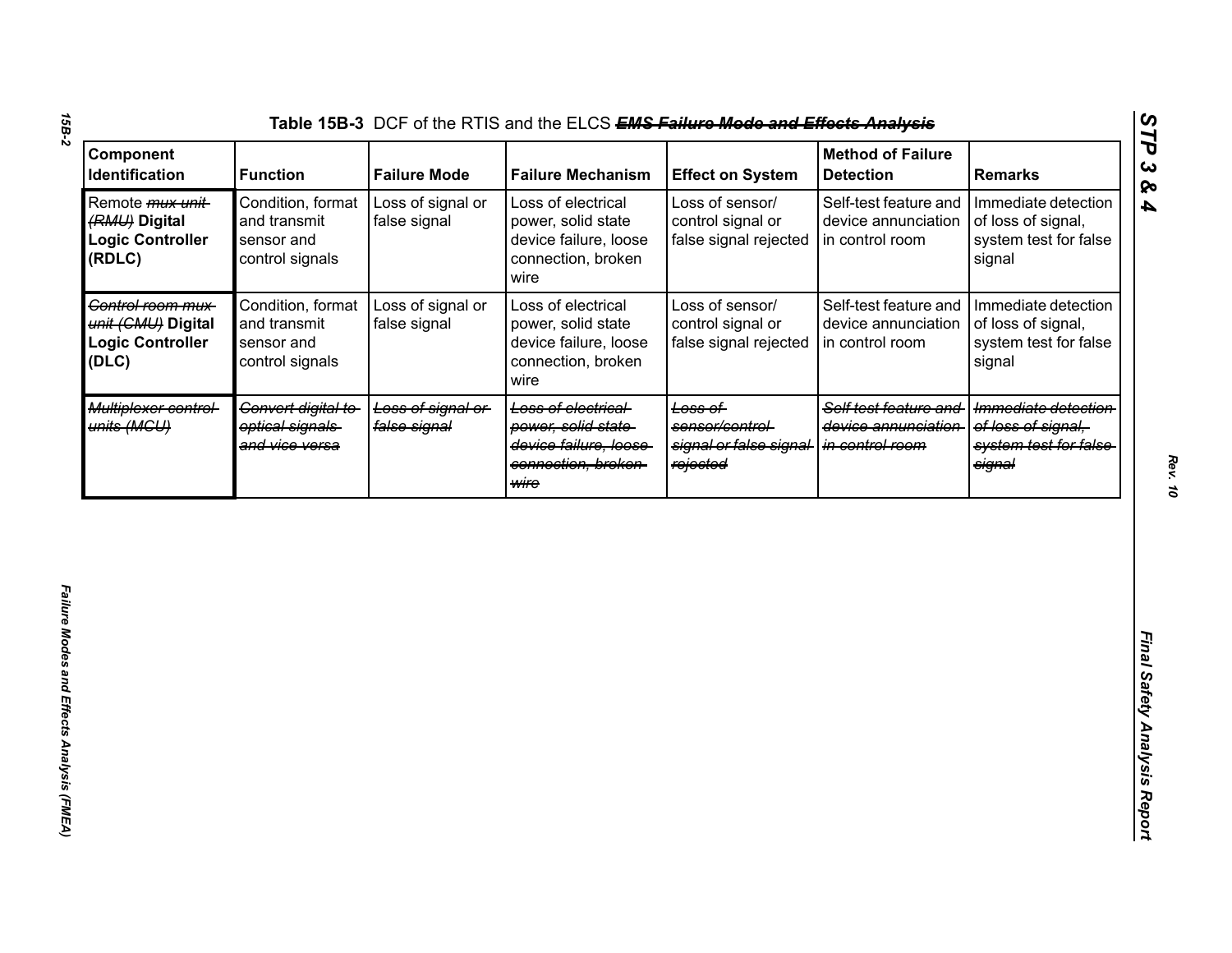**Table 15B-3** DCF of the RTIS and the ELCS ~~***EMS Failure Mode and Effects Analysis***~~

| Component Identification | Function | Failure Mode | Failure Mechanism | Effect on System | Method of Failure Detection | Remarks |
|---|---|---|---|---|---|---|
| Remote ~~mux unit (RMU)~~ **Digital Logic Controller (RDLC)** | Condition, format and transmit sensor and control signals | Loss of signal or false signal | Loss of electrical power, solid state device failure, loose connection, broken wire | Loss of sensor/ control signal or false signal rejected | Self-test feature and device annunciation in control room | Immediate detection of loss of signal, system test for false signal |
| ~~Control room mux unit (CMU)~~ **Digital Logic Controller (DLC)** | Condition, format and transmit sensor and control signals | Loss of signal or false signal | Loss of electrical power, solid state device failure, loose connection, broken wire | Loss of sensor/ control signal or false signal rejected | Self-test feature and device annunciation in control room | Immediate detection of loss of signal, system test for false signal |
| ~~Multiplexer control units (MCU)~~ | ~~Convert digital to optical signals and vice versa~~ | ~~Loss of signal or false signal~~ | ~~Loss of electrical power, solid state device failure, loose connection, broken wire~~ | ~~Loss of sensor/control signal or false signal rejected~~ | ~~Self test feature and device annunciation in control room~~ | ~~Immediate detection of loss of signal, system test for false signal~~ |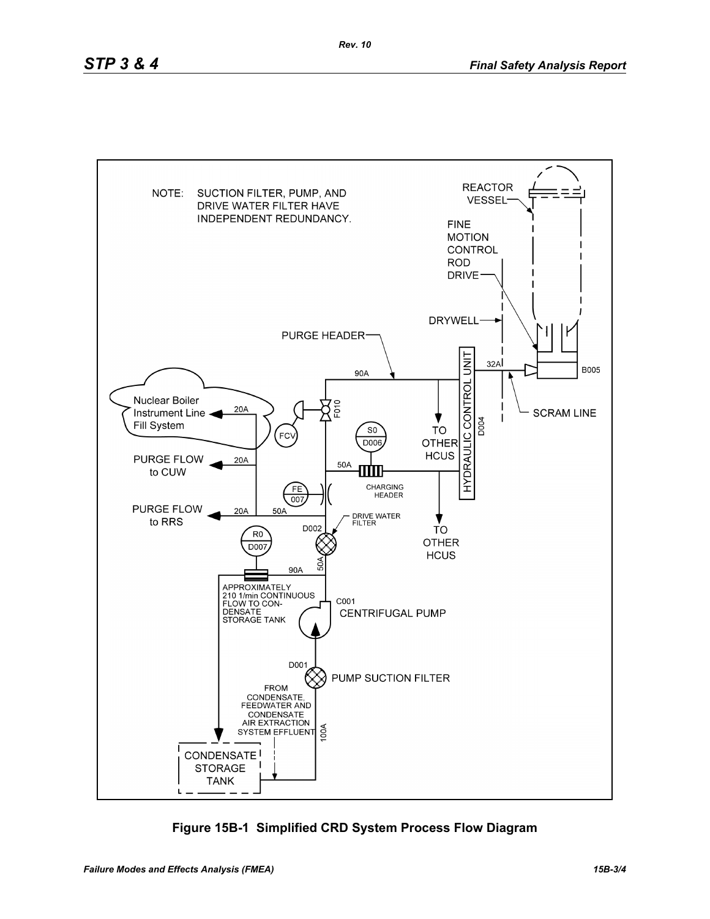NOTE: SUCTION FILTER, PUMP, AND DRIVE WATER FILTER HAVE INDEPENDENT REDUNDANCY.

REACTOR VESSEL

FINE MOTION CONTROL ROD DRIVE

DRYWELL

PURGE HEADER

90A

32A

B005

HYDRAULIC CONTROL UNIT

D004

SCRAM LINE

Nuclear Boiler Instrument Line Fill System

20A

F010

FCV

S0

D006

TO OTHER HCUS

PURGE FLOW to CUW

20A

50A

CHARGING HEADER

FE

007

PURGE FLOW to RRS

20A

50A

D002

DRIVE WATER FILTER

TO OTHER HCUS

R0

D007

90A

50A

APPROXIMATELY 210 1/min CONTINUOUS FLOW TO CONDENSATE STORAGE TANK

C001

CENTRIFUGAL PUMP

D001

PUMP SUCTION FILTER

FROM CONDENSATE, FEEDWATER AND CONDENSATE AIR EXTRACTION SYSTEM EFFLUENT

100A

CONDENSATE STORAGE TANK

**Figure 15B-1 Simplified CRD System Process Flow Diagram**